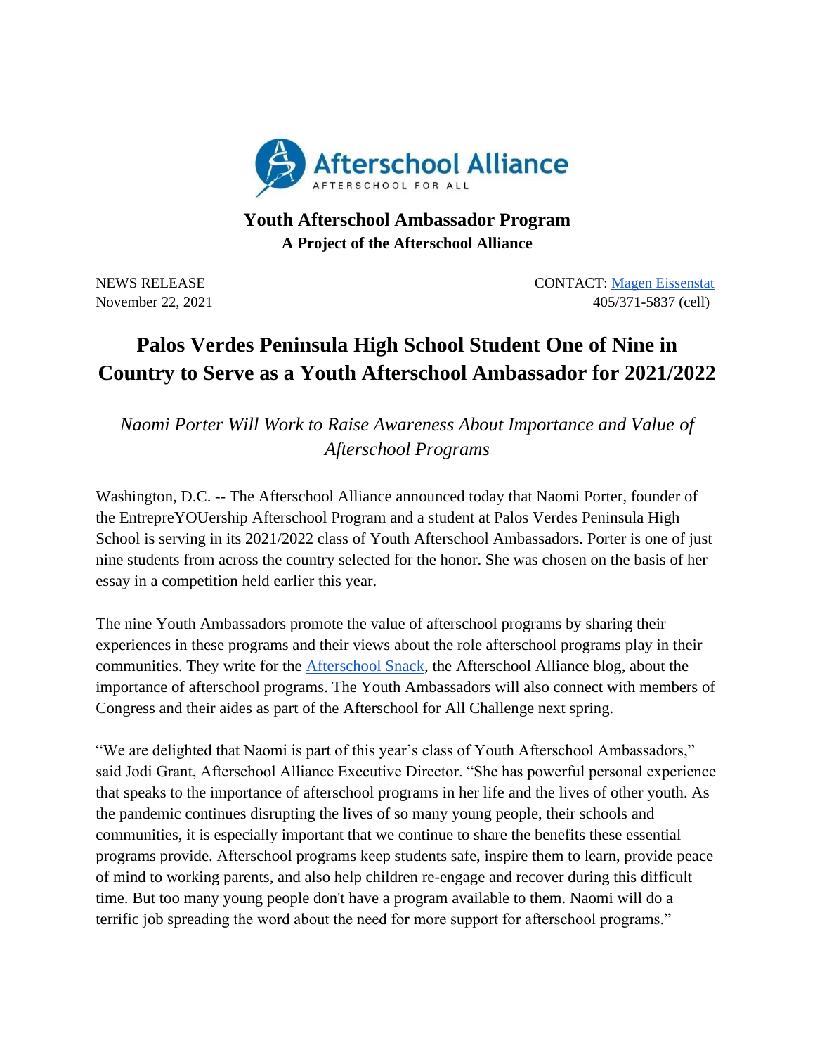Afterschool Alliance
AFTERSCHOOL FOR ALL

**Youth Afterschool Ambassador Program**
**A Project of the Afterschool Alliance**

NEWS RELEASE
November 22, 2021

CONTACT: [Magen Eissenstat]
405/371-5837 (cell)

# Palos Verdes Peninsula High School Student One of Nine in Country to Serve as a Youth Afterschool Ambassador for 2021/2022

*Naomi Porter Will Work to Raise Awareness About Importance and Value of Afterschool Programs*

Washington, D.C. -- The Afterschool Alliance announced today that Naomi Porter, founder of the EntrepreYOUership Afterschool Program and a student at Palos Verdes Peninsula High School is serving in its 2021/2022 class of Youth Afterschool Ambassadors. Porter is one of just nine students from across the country selected for the honor. She was chosen on the basis of her essay in a competition held earlier this year.

The nine Youth Ambassadors promote the value of afterschool programs by sharing their experiences in these programs and their views about the role afterschool programs play in their communities. They write for the Afterschool Snack, the Afterschool Alliance blog, about the importance of afterschool programs. The Youth Ambassadors will also connect with members of Congress and their aides as part of the Afterschool for All Challenge next spring.

"We are delighted that Naomi is part of this year's class of Youth Afterschool Ambassadors," said Jodi Grant, Afterschool Alliance Executive Director. "She has powerful personal experience that speaks to the importance of afterschool programs in her life and the lives of other youth. As the pandemic continues disrupting the lives of so many young people, their schools and communities, it is especially important that we continue to share the benefits these essential programs provide. Afterschool programs keep students safe, inspire them to learn, provide peace of mind to working parents, and also help children re-engage and recover during this difficult time. But too many young people don't have a program available to them. Naomi will do a terrific job spreading the word about the need for more support for afterschool programs."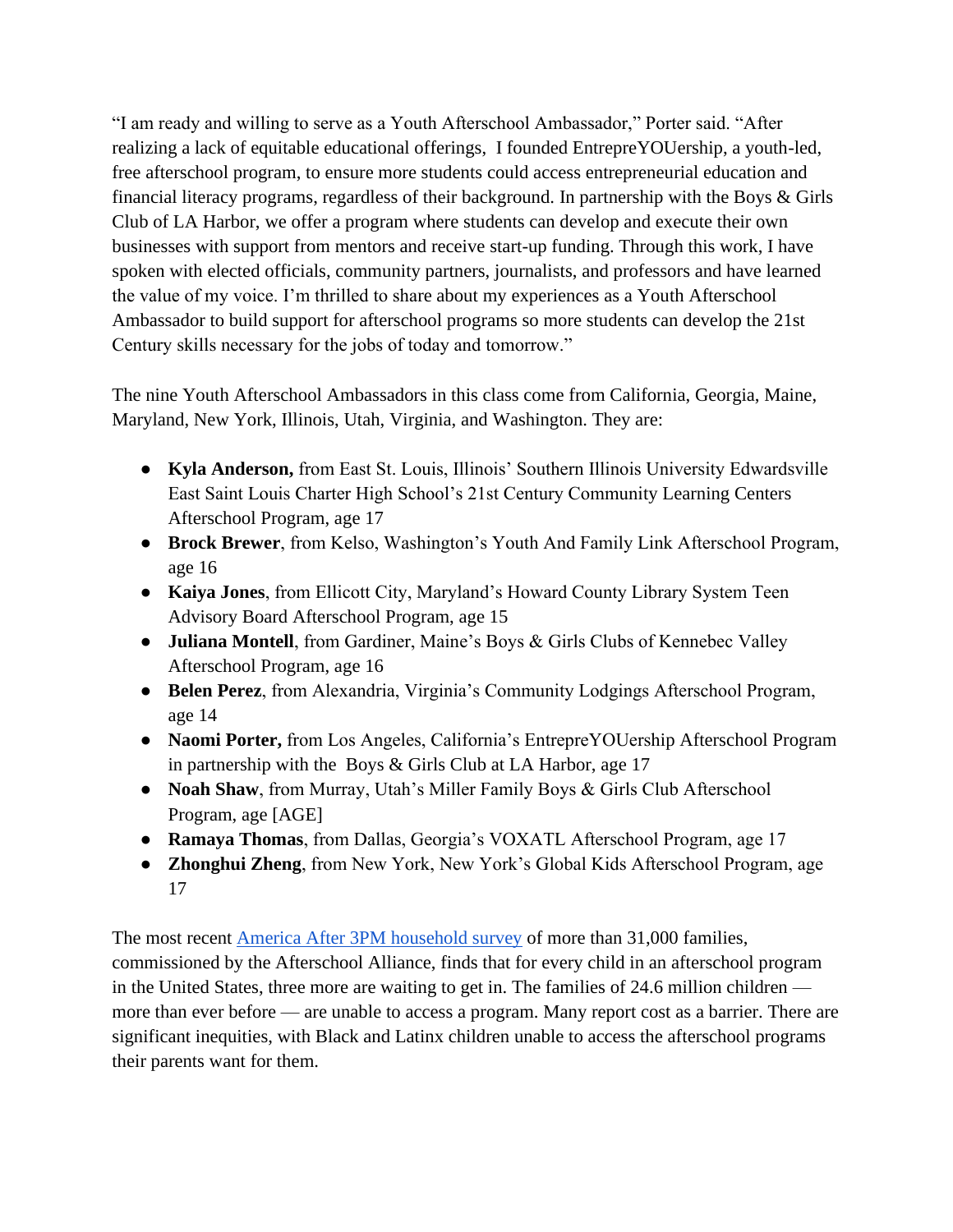"I am ready and willing to serve as a Youth Afterschool Ambassador," Porter said. "After realizing a lack of equitable educational offerings,  I founded EntrepreYOUership, a youth-led, free afterschool program, to ensure more students could access entrepreneurial education and financial literacy programs, regardless of their background. In partnership with the Boys & Girls Club of LA Harbor, we offer a program where students can develop and execute their own businesses with support from mentors and receive start-up funding. Through this work, I have spoken with elected officials, community partners, journalists, and professors and have learned the value of my voice. I'm thrilled to share about my experiences as a Youth Afterschool Ambassador to build support for afterschool programs so more students can develop the 21st Century skills necessary for the jobs of today and tomorrow."

The nine Youth Afterschool Ambassadors in this class come from California, Georgia, Maine, Maryland, New York, Illinois, Utah, Virginia, and Washington. They are:

- **Kyla Anderson,** from East St. Louis, Illinois' Southern Illinois University Edwardsville East Saint Louis Charter High School's 21st Century Community Learning Centers Afterschool Program, age 17
- **Brock Brewer**, from Kelso, Washington's Youth And Family Link Afterschool Program, age 16
- **Kaiya Jones**, from Ellicott City, Maryland's Howard County Library System Teen Advisory Board Afterschool Program, age 15
- **Juliana Montell**, from Gardiner, Maine's Boys & Girls Clubs of Kennebec Valley Afterschool Program, age 16
- **Belen Perez**, from Alexandria, Virginia's Community Lodgings Afterschool Program, age 14
- **Naomi Porter,** from Los Angeles, California's EntrepreYOUership Afterschool Program in partnership with the  Boys & Girls Club at LA Harbor, age 17
- **Noah Shaw**, from Murray, Utah's Miller Family Boys & Girls Club Afterschool Program, age [AGE]
- **Ramaya Thomas**, from Dallas, Georgia's VOXATL Afterschool Program, age 17
- **Zhonghui Zheng**, from New York, New York's Global Kids Afterschool Program, age 17

The most recent America After 3PM household survey of more than 31,000 families, commissioned by the Afterschool Alliance, finds that for every child in an afterschool program in the United States, three more are waiting to get in. The families of 24.6 million children — more than ever before — are unable to access a program. Many report cost as a barrier. There are significant inequities, with Black and Latinx children unable to access the afterschool programs their parents want for them.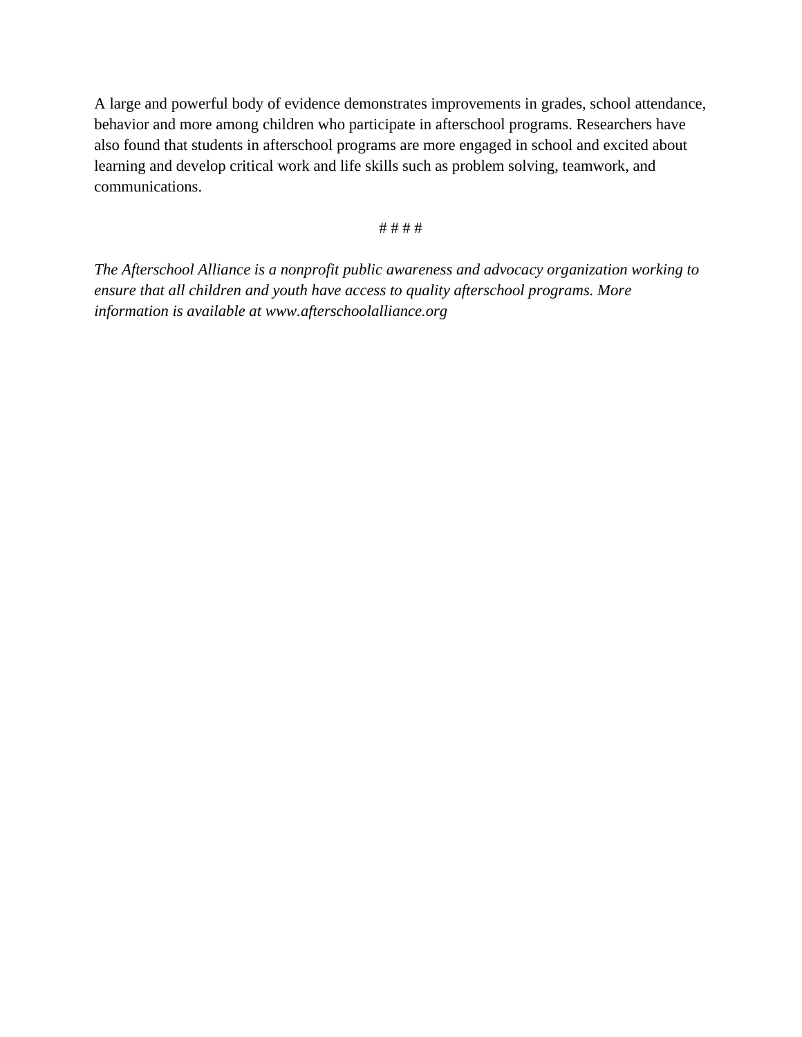A large and powerful body of evidence demonstrates improvements in grades, school attendance, behavior and more among children who participate in afterschool programs. Researchers have also found that students in afterschool programs are more engaged in school and excited about learning and develop critical work and life skills such as problem solving, teamwork, and communications.

# # # #

*The Afterschool Alliance is a nonprofit public awareness and advocacy organization working to ensure that all children and youth have access to quality afterschool programs. More information is available at www.afterschoolalliance.org*